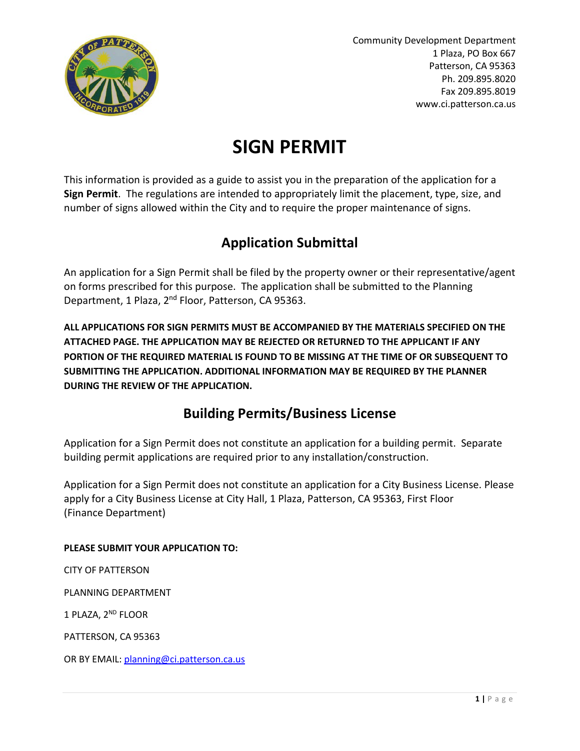Community Development Department
1 Plaza, PO Box 667
Patterson, CA 95363
Ph. 209.895.8020
Fax 209.895.8019
www.ci.patterson.ca.us

# SIGN PERMIT

This information is provided as a guide to assist you in the preparation of the application for a **Sign Permit**. The regulations are intended to appropriately limit the placement, type, size, and number of signs allowed within the City and to require the proper maintenance of signs.

## Application Submittal

An application for a Sign Permit shall be filed by the property owner or their representative/agent on forms prescribed for this purpose. The application shall be submitted to the Planning Department, 1 Plaza, 2nd Floor, Patterson, CA 95363.

**ALL APPLICATIONS FOR SIGN PERMITS MUST BE ACCOMPANIED BY THE MATERIALS SPECIFIED ON THE ATTACHED PAGE. THE APPLICATION MAY BE REJECTED OR RETURNED TO THE APPLICANT IF ANY PORTION OF THE REQUIRED MATERIAL IS FOUND TO BE MISSING AT THE TIME OF OR SUBSEQUENT TO SUBMITTING THE APPLICATION. ADDITIONAL INFORMATION MAY BE REQUIRED BY THE PLANNER DURING THE REVIEW OF THE APPLICATION.**

## Building Permits/Business License

Application for a Sign Permit does not constitute an application for a building permit. Separate building permit applications are required prior to any installation/construction.

Application for a Sign Permit does not constitute an application for a City Business License. Please apply for a City Business License at City Hall, 1 Plaza, Patterson, CA 95363, First Floor (Finance Department)

**PLEASE SUBMIT YOUR APPLICATION TO:**

CITY OF PATTERSON

PLANNING DEPARTMENT

1 PLAZA, 2ND FLOOR

PATTERSON, CA 95363

OR BY EMAIL: planning@ci.patterson.ca.us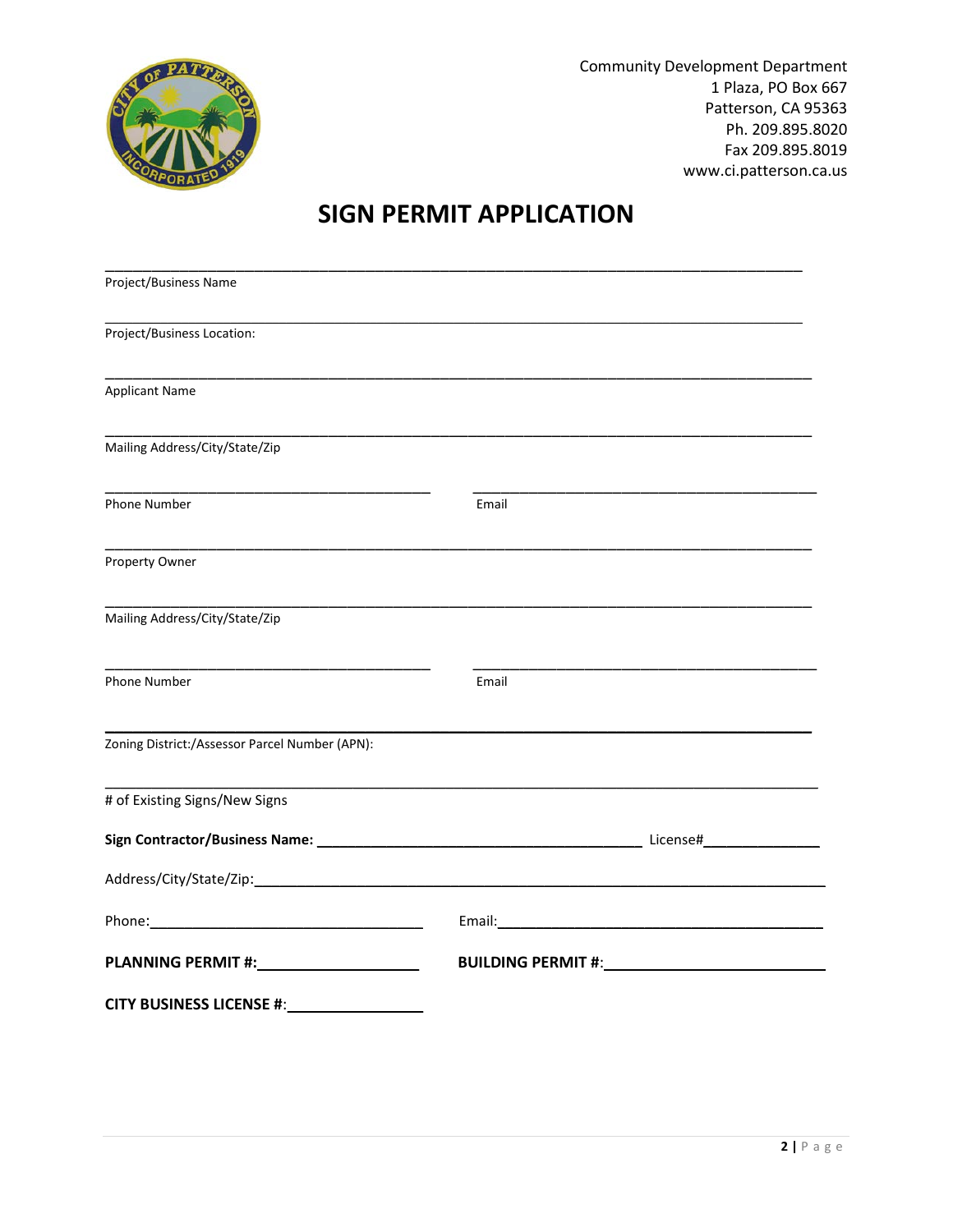Community Development Department
1 Plaza, PO Box 667
Patterson, CA 95363
Ph. 209.895.8020
Fax 209.895.8019
www.ci.patterson.ca.us

# SIGN PERMIT APPLICATION

\_\_\_\_\_\_\_\_\_\_\_\_\_\_\_\_\_\_\_\_\_\_\_\_\_\_\_\_\_\_\_\_\_\_\_\_\_\_\_\_\_\_\_\_\_\_\_\_\_\_\_\_\_\_\_\_\_\_\_\_\_\_\_\_\_\_\_\_\_\_\_\_\_\_\_\_
Project/Business Name

\_\_\_\_\_\_\_\_\_\_\_\_\_\_\_\_\_\_\_\_\_\_\_\_\_\_\_\_\_\_\_\_\_\_\_\_\_\_\_\_\_\_\_\_\_\_\_\_\_\_\_\_\_\_\_\_\_\_\_\_\_\_\_\_\_\_\_\_\_\_\_\_\_\_\_\_
Project/Business Location:

\_\_\_\_\_\_\_\_\_\_\_\_\_\_\_\_\_\_\_\_\_\_\_\_\_\_\_\_\_\_\_\_\_\_\_\_\_\_\_\_\_\_\_\_\_\_\_\_\_\_\_\_\_\_\_\_\_\_\_\_\_\_\_\_\_\_\_\_\_\_\_\_\_\_\_\_
Applicant Name

\_\_\_\_\_\_\_\_\_\_\_\_\_\_\_\_\_\_\_\_\_\_\_\_\_\_\_\_\_\_\_\_\_\_\_\_\_\_\_\_\_\_\_\_\_\_\_\_\_\_\_\_\_\_\_\_\_\_\_\_\_\_\_\_\_\_\_\_\_\_\_\_\_\_\_\_
Mailing Address/City/State/Zip

\_\_\_\_\_\_\_\_\_\_\_\_\_\_\_\_\_\_\_\_\_\_\_\_\_\_\_\_\_\_\_\_\_\_\_\_ \_\_\_\_\_\_\_\_\_\_\_\_\_\_\_\_\_\_\_\_\_\_\_\_\_\_\_\_\_\_\_\_\_\_\_\_
Phone Number Email

\_\_\_\_\_\_\_\_\_\_\_\_\_\_\_\_\_\_\_\_\_\_\_\_\_\_\_\_\_\_\_\_\_\_\_\_\_\_\_\_\_\_\_\_\_\_\_\_\_\_\_\_\_\_\_\_\_\_\_\_\_\_\_\_\_\_\_\_\_\_\_\_\_\_\_\_
Property Owner

\_\_\_\_\_\_\_\_\_\_\_\_\_\_\_\_\_\_\_\_\_\_\_\_\_\_\_\_\_\_\_\_\_\_\_\_\_\_\_\_\_\_\_\_\_\_\_\_\_\_\_\_\_\_\_\_\_\_\_\_\_\_\_\_\_\_\_\_\_\_\_\_\_\_\_\_
Mailing Address/City/State/Zip

\_\_\_\_\_\_\_\_\_\_\_\_\_\_\_\_\_\_\_\_\_\_\_\_\_\_\_\_\_\_\_\_\_\_\_\_ \_\_\_\_\_\_\_\_\_\_\_\_\_\_\_\_\_\_\_\_\_\_\_\_\_\_\_\_\_\_\_\_\_\_\_\_
Phone Number Email

\_\_\_\_\_\_\_\_\_\_\_\_\_\_\_\_\_\_\_\_\_\_\_\_\_\_\_\_\_\_\_\_\_\_\_\_\_\_\_\_\_\_\_\_\_\_\_\_\_\_\_\_\_\_\_\_\_\_\_\_\_\_\_\_\_\_\_\_\_\_\_\_\_\_\_\_
Zoning District:/Assessor Parcel Number (APN):

\_\_\_\_\_\_\_\_\_\_\_\_\_\_\_\_\_\_\_\_\_\_\_\_\_\_\_\_\_\_\_\_\_\_\_\_\_\_\_\_\_\_\_\_\_\_\_\_\_\_\_\_\_\_\_\_\_\_\_\_\_\_\_\_\_\_\_\_\_\_\_\_\_\_\_\_
# of Existing Signs/New Signs

**Sign Contractor/Business Name:** \_\_\_\_\_\_\_\_\_\_\_\_\_\_\_\_\_\_\_\_\_\_\_\_\_\_\_\_\_\_\_\_\_\_\_\_ License#\_\_\_\_\_\_\_\_\_\_\_\_\_\_

Address/City/State/Zip:\_\_\_\_\_\_\_\_\_\_\_\_\_\_\_\_\_\_\_\_\_\_\_\_\_\_\_\_\_\_\_\_\_\_\_\_\_\_\_\_\_\_\_\_\_\_\_\_\_\_\_\_\_\_\_\_\_\_\_\_

Phone:\_\_\_\_\_\_\_\_\_\_\_\_\_\_\_\_\_\_\_\_\_\_\_\_\_\_\_\_\_\_\_\_ Email:\_\_\_\_\_\_\_\_\_\_\_\_\_\_\_\_\_\_\_\_\_\_\_\_\_\_\_\_\_\_\_\_\_\_\_\_

**PLANNING PERMIT #:**\_\_\_\_\_\_\_\_\_\_\_\_\_\_\_\_\_\_\_\_ **BUILDING PERMIT #**:\_\_\_\_\_\_\_\_\_\_\_\_\_\_\_\_\_\_\_\_\_\_\_\_\_\_

**CITY BUSINESS LICENSE #**:\_\_\_\_\_\_\_\_\_\_\_\_\_\_\_\_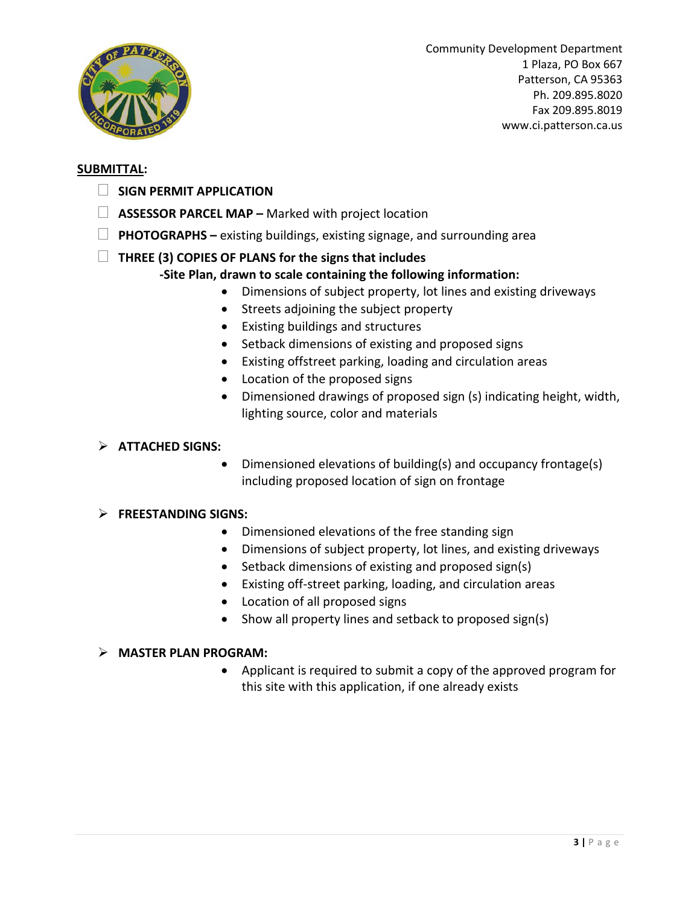Community Development Department
1 Plaza, PO Box 667
Patterson, CA 95363
Ph. 209.895.8020
Fax 209.895.8019
www.ci.patterson.ca.us

**SUBMITTAL:**

- ☐ **SIGN PERMIT APPLICATION**
- ☐ **ASSESSOR PARCEL MAP –** Marked with project location
- ☐ **PHOTOGRAPHS –** existing buildings, existing signage, and surrounding area
- ☐ **THREE (3) COPIES OF PLANS for the signs that includes**

  **-Site Plan, drawn to scale containing the following information:**

  - Dimensions of subject property, lot lines and existing driveways
  - Streets adjoining the subject property
  - Existing buildings and structures
  - Setback dimensions of existing and proposed signs
  - Existing offstreet parking, loading and circulation areas
  - Location of the proposed signs
  - Dimensioned drawings of proposed sign (s) indicating height, width, lighting source, color and materials

- **ATTACHED SIGNS:**
  - Dimensioned elevations of building(s) and occupancy frontage(s) including proposed location of sign on frontage

- **FREESTANDING SIGNS:**
  - Dimensioned elevations of the free standing sign
  - Dimensions of subject property, lot lines, and existing driveways
  - Setback dimensions of existing and proposed sign(s)
  - Existing off-street parking, loading, and circulation areas
  - Location of all proposed signs
  - Show all property lines and setback to proposed sign(s)

- **MASTER PLAN PROGRAM:**
  - Applicant is required to submit a copy of the approved program for this site with this application, if one already exists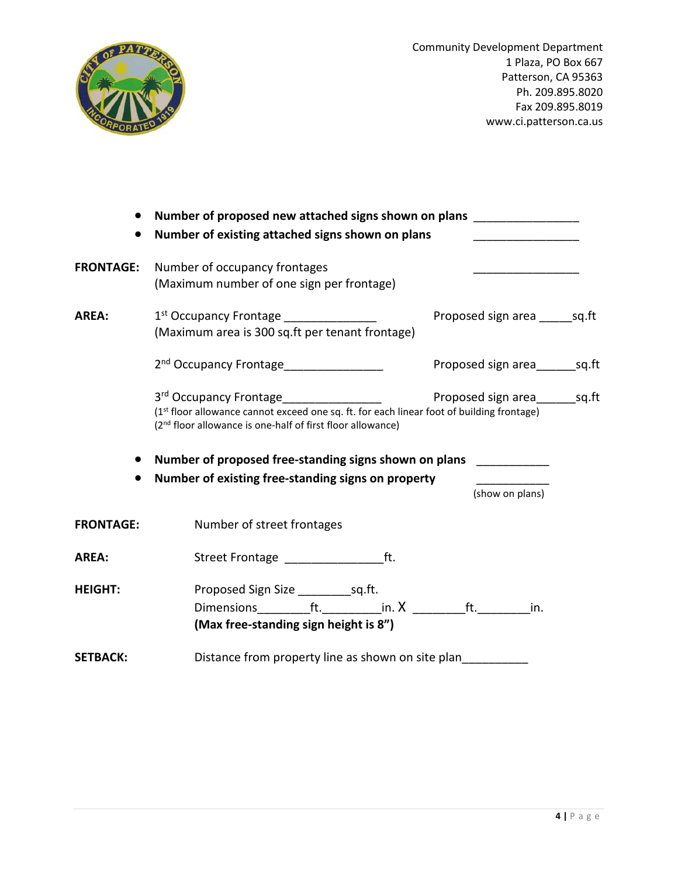Community Development Department
1 Plaza, PO Box 667
Patterson, CA 95363
Ph. 209.895.8020
Fax 209.895.8019
www.ci.patterson.ca.us

- **Number of proposed new attached signs shown on plans** ________________
- **Number of existing attached signs shown on plans** ________________

**FRONTAGE:** Number of occupancy frontages ________________
(Maximum number of one sign per frontage)

**AREA:** 1st Occupancy Frontage ______________ Proposed sign area _____sq.ft
(Maximum area is 300 sq.ft per tenant frontage)

2nd Occupancy Frontage_______________ Proposed sign area______sq.ft

3rd Occupancy Frontage_______________ Proposed sign area______sq.ft
(1st floor allowance cannot exceed one sq. ft. for each linear foot of building frontage)
(2nd floor allowance is one-half of first floor allowance)

- **Number of proposed free-standing signs shown on plans** ___________
- **Number of existing free-standing signs on property** ___________ (show on plans)

**FRONTAGE:** Number of street frontages

**AREA:** Street Frontage _______________ft.

**HEIGHT:** Proposed Sign Size ________sq.ft.
Dimensions________ft._________in. X ________ft.________in.
**(Max free-standing sign height is 8")**

**SETBACK:** Distance from property line as shown on site plan__________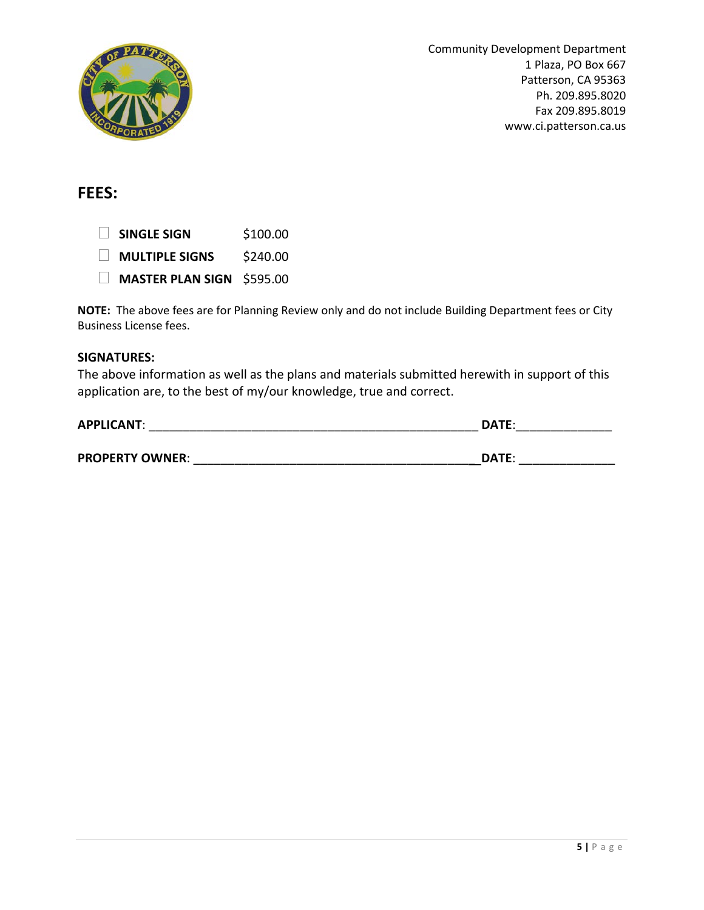Community Development Department
1 Plaza, PO Box 667
Patterson, CA 95363
Ph. 209.895.8020
Fax 209.895.8019
www.ci.patterson.ca.us

## FEES:

- ☐ **SINGLE SIGN** $100.00
- ☐ **MULTIPLE SIGNS** $240.00
- ☐ **MASTER PLAN SIGN** $595.00

**NOTE:** The above fees are for Planning Review only and do not include Building Department fees or City Business License fees.

**SIGNATURES:**

The above information as well as the plans and materials submitted herewith in support of this application are, to the best of my/our knowledge, true and correct.

**APPLICANT**: ________________________________________________ **DATE**:______________

**PROPERTY OWNER**: __________________________________________ **DATE**: ______________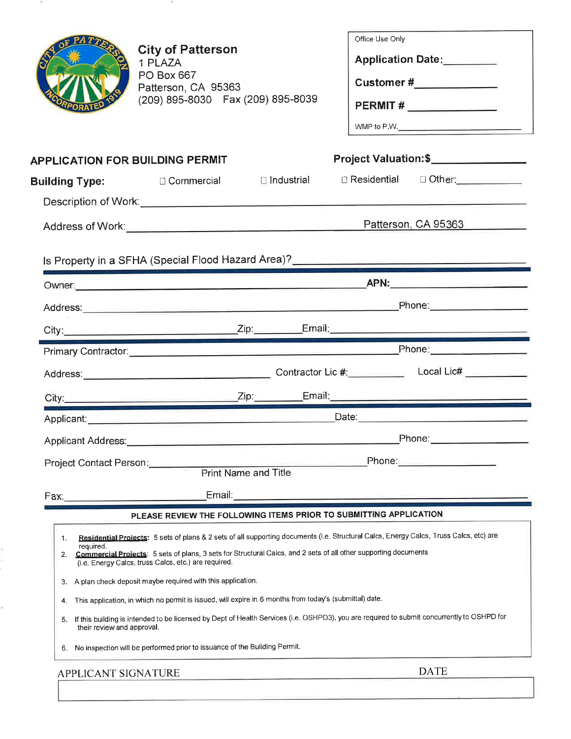**City of Patterson**
1 PLAZA
PO Box 667
Patterson, CA 95363
(209) 895-8030 Fax (209) 895-8039

| Office Use Only |
|---|
| **Application Date:** ________ |
| **Customer #** ____________ |
| **PERMIT #** ____________ |
| WMP to P.W. ____________ |

## APPLICATION FOR BUILDING PERMIT

**Project Valuation: $** ____________

**Building Type:** ☐ Commercial ☐ Industrial ☐ Residential ☐ Other: __________

Description of Work: ____________________________________________

Address of Work: ______________________________ Patterson, CA 95363

Is Property in a SFHA (Special Flood Hazard Area)? ____________________________

---

Owner: ______________________________ **APN:** ____________

Address: ______________________________ Phone: ____________

City: ______________ Zip: ________ Email: ____________________

---

Primary Contractor: ______________________________ Phone: ____________

Address: ____________________ Contractor Lic #: __________ Local Lic# __________

City: ______________ Zip: ________ Email: ____________________

---

Applicant: ______________________________ Date: ____________

Applicant Address: ______________________________ Phone: ____________

Project Contact Person: ______________________________ Phone: ____________
Print Name and Title

Fax: ______________ Email: ____________________

---

**PLEASE REVIEW THE FOLLOWING ITEMS PRIOR TO SUBMITTING APPLICATION**

1. **Residential Projects**: 5 sets of plans & 2 sets of all supporting documents (i.e. Structural Calcs, Energy Calcs, Truss Calcs, etc) are required.
2. **Commercial Projects**: 5 sets of plans, 3 sets for Structural Calcs, and 2 sets of all other supporting documents (i.e. Energy Calcs, truss Calcs, etc.) are required.
3. A plan check deposit maybe required with this application.
4. This application, in which no permit is issued, will expire in 6 months from today's (submittal) date.
5. If this building is intended to be licensed by Dept of Health Services (i.e. OSHPD3), you are required to submit concurrently to OSHPD for their review and approval.
6. No inspection will be performed prior to issuance of the Building Permit.

APPLICANT SIGNATURE DATE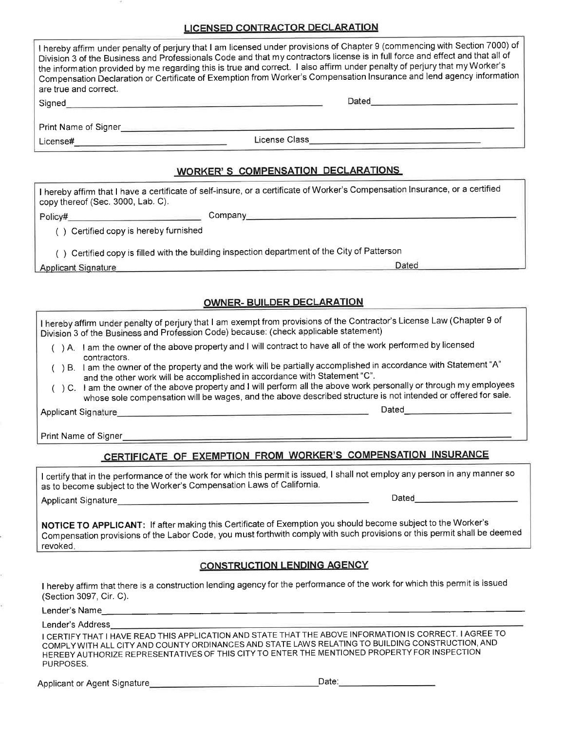## LICENSED CONTRACTOR DECLARATION

I hereby affirm under penalty of perjury that I am licensed under provisions of Chapter 9 (commencing with Section 7000) of Division 3 of the Business and Professionals Code and that my contractors license is in full force and effect and that all of the information provided by me regarding this is true and correct. I also affirm under penalty of perjury that my Worker's Compensation Declaration or Certificate of Exemption from Worker's Compensation Insurance and lend agency information are true and correct.

Signed\_\_\_\_\_\_\_\_\_\_\_\_\_\_\_\_\_\_\_\_\_\_\_\_\_\_\_\_\_\_ Dated\_\_\_\_\_\_\_\_\_\_\_\_\_\_\_\_\_\_\_\_

Print Name of Signer\_\_\_\_\_\_\_\_\_\_\_\_\_\_\_\_\_\_\_\_\_\_\_\_\_\_\_\_\_\_\_\_\_\_\_\_\_\_\_\_

License#\_\_\_\_\_\_\_\_\_\_\_\_\_\_\_\_\_\_\_\_ License Class\_\_\_\_\_\_\_\_\_\_\_\_\_\_\_\_\_\_\_\_

## WORKER' S COMPENSATION DECLARATIONS

I hereby affirm that I have a certificate of self-insure, or a certificate of Worker's Compensation Insurance, or a certified copy thereof (Sec. 3000, Lab. C).

Policy#\_\_\_\_\_\_\_\_\_\_\_\_\_\_\_\_\_\_\_\_ Company\_\_\_\_\_\_\_\_\_\_\_\_\_\_\_\_\_\_\_\_\_\_\_\_\_\_\_\_\_\_

( ) Certified copy is hereby furnished

( ) Certified copy is filled with the building inspection department of the City of Patterson

Applicant Signature\_\_\_\_\_\_\_\_\_\_\_\_\_\_\_\_\_\_\_\_\_\_\_\_\_\_\_\_\_\_ Dated\_\_\_\_\_\_\_\_\_\_\_\_\_\_\_\_\_\_\_\_

## OWNER- BUILDER DECLARATION

I hereby affirm under penalty of perjury that I am exempt from provisions of the Contractor's License Law (Chapter 9 of Division 3 of the Business and Profession Code) because: (check applicable statement)

( ) A. I am the owner of the above property and I will contract to have all of the work performed by licensed contractors.

( ) B. I am the owner of the property and the work will be partially accomplished in accordance with Statement "A" and the other work will be accomplished in accordance with Statement "C".

( ) C. I am the owner of the above property and I will perform all the above work personally or through my employees whose sole compensation will be wages, and the above described structure is not intended or offered for sale.

Applicant Signature\_\_\_\_\_\_\_\_\_\_\_\_\_\_\_\_\_\_\_\_\_\_\_\_\_\_\_\_\_\_ Dated\_\_\_\_\_\_\_\_\_\_\_\_\_\_\_\_\_\_\_\_

Print Name of Signer\_\_\_\_\_\_\_\_\_\_\_\_\_\_\_\_\_\_\_\_\_\_\_\_\_\_\_\_\_\_\_\_\_\_\_\_\_\_\_\_

## CERTIFICATE OF EXEMPTION FROM WORKER'S COMPENSATION INSURANCE

I certify that in the performance of the work for which this permit is issued, I shall not employ any person in any manner so as to become subject to the Worker's Compensation Laws of California.

Applicant Signature\_\_\_\_\_\_\_\_\_\_\_\_\_\_\_\_\_\_\_\_\_\_\_\_\_\_\_\_\_\_ Dated\_\_\_\_\_\_\_\_\_\_\_\_\_\_\_\_\_\_\_\_

**NOTICE TO APPLICANT:** If after making this Certificate of Exemption you should become subject to the Worker's Compensation provisions of the Labor Code, you must forthwith comply with such provisions or this permit shall be deemed revoked.

## CONSTRUCTION LENDING AGENCY

I hereby affirm that there is a construction lending agency for the performance of the work for which this permit is issued (Section 3097, Cir. C).

Lender's Name\_\_\_\_\_\_\_\_\_\_\_\_\_\_\_\_\_\_\_\_\_\_\_\_\_\_\_\_\_\_\_\_\_\_\_\_\_\_\_\_

Lender's Address\_\_\_\_\_\_\_\_\_\_\_\_\_\_\_\_\_\_\_\_\_\_\_\_\_\_\_\_\_\_\_\_\_\_\_\_\_\_\_\_

I CERTIFY THAT I HAVE READ THIS APPLICATION AND STATE THAT THE ABOVE INFORMATION IS CORRECT. I AGREE TO COMPLY WITH ALL CITY AND COUNTY ORDINANCES AND STATE LAWS RELATING TO BUILDING CONSTRUCTION, AND HEREBY AUTHORIZE REPRESENTATIVES OF THIS CITY TO ENTER THE MENTIONED PROPERTY FOR INSPECTION PURPOSES.

Applicant or Agent Signature\_\_\_\_\_\_\_\_\_\_\_\_\_\_\_\_\_\_\_\_\_\_\_\_\_\_\_\_\_\_ Date:\_\_\_\_\_\_\_\_\_\_\_\_\_\_\_\_\_\_\_\_